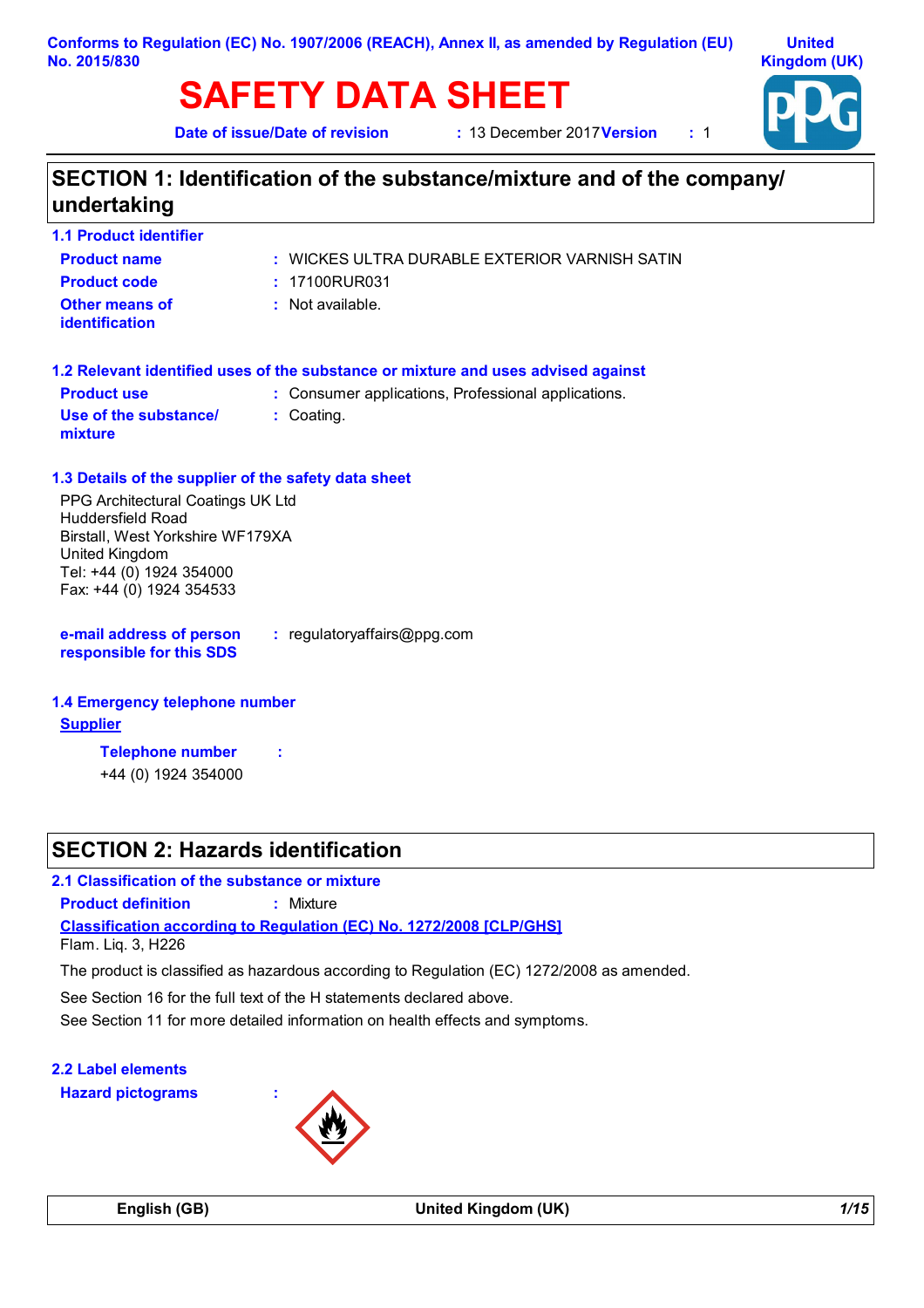Conforms to Regulation (EC) No. 1907/2006 (REACH), Annex II, as amended by Regulation (EU) No. 2015/830

United Kingdom (UK)

# SAFETY DATA SHEET

**Date of issue/Date of revision** : 13 December 2017 **Version** : 1

## SECTION 1: Identification of the substance/mixture and of the company/ undertaking

### 1.1 Product identifier

**Product name** : WICKES ULTRA DURABLE EXTERIOR VARNISH SATIN

**Product code** : 17100RUR031

**Other means of identification** : Not available.

### 1.2 Relevant identified uses of the substance or mixture and uses advised against

**Product use** : Consumer applications, Professional applications.

**Use of the substance/ mixture** : Coating.

### 1.3 Details of the supplier of the safety data sheet

PPG Architectural Coatings UK Ltd
Huddersfield Road
Birstall, West Yorkshire WF179XA
United Kingdom
Tel: +44 (0) 1924 354000
Fax: +44 (0) 1924 354533

**e-mail address of person responsible for this SDS** : regulatoryaffairs@ppg.com

### 1.4 Emergency telephone number

**Supplier**

**Telephone number** :
+44 (0) 1924 354000

## SECTION 2: Hazards identification

### 2.1 Classification of the substance or mixture

**Product definition** : Mixture

**Classification according to Regulation (EC) No. 1272/2008 [CLP/GHS]**

Flam. Liq. 3, H226

The product is classified as hazardous according to Regulation (EC) 1272/2008 as amended.

See Section 16 for the full text of the H statements declared above.

See Section 11 for more detailed information on health effects and symptoms.

### 2.2 Label elements

**Hazard pictograms** :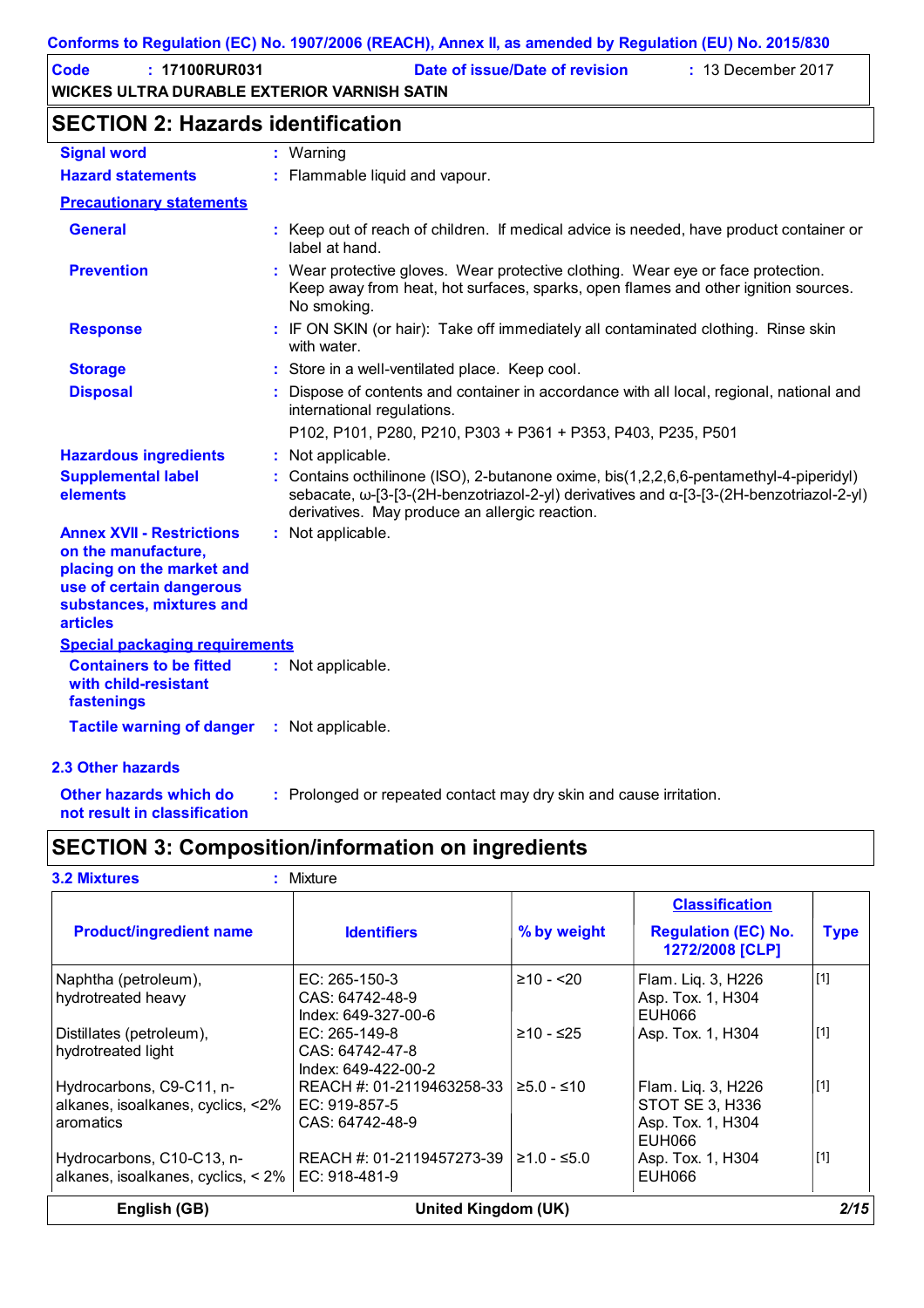## SECTION 2: Hazards identification

**Signal word** : Warning

**Hazard statements** : Flammable liquid and vapour.

**Precautionary statements**

**General** : Keep out of reach of children. If medical advice is needed, have product container or label at hand.

**Prevention** : Wear protective gloves. Wear protective clothing. Wear eye or face protection. Keep away from heat, hot surfaces, sparks, open flames and other ignition sources. No smoking.

**Response** : IF ON SKIN (or hair): Take off immediately all contaminated clothing. Rinse skin with water.

**Storage** : Store in a well-ventilated place. Keep cool.

**Disposal** : Dispose of contents and container in accordance with all local, regional, national and international regulations.

P102, P101, P280, P210, P303 + P361 + P353, P403, P235, P501

**Hazardous ingredients** : Not applicable.

**Supplemental label elements** : Contains octhilinone (ISO), 2-butanone oxime, bis(1,2,2,6,6-pentamethyl-4-piperidyl) sebacate, ω-[3-[3-(2H-benzotriazol-2-yl) derivatives and α-[3-[3-(2H-benzotriazol-2-yl) derivatives. May produce an allergic reaction.

**Annex XVII - Restrictions on the manufacture, placing on the market and use of certain dangerous substances, mixtures and articles** : Not applicable.

**Special packaging requirements**

**Containers to be fitted with child-resistant fastenings** : Not applicable.

**Tactile warning of danger** : Not applicable.

### 2.3 Other hazards

**Other hazards which do not result in classification** : Prolonged or repeated contact may dry skin and cause irritation.

## SECTION 3: Composition/information on ingredients

**3.2 Mixtures** : Mixture

| Product/ingredient name | Identifiers | % by weight | Classification Regulation (EC) No. 1272/2008 [CLP] | Type |
|---|---|---|---|---|
| Naphtha (petroleum), hydrotreated heavy | EC: 265-150-3<br>CAS: 64742-48-9<br>Index: 649-327-00-6 | ≥10 - <20 | Flam. Liq. 3, H226<br>Asp. Tox. 1, H304<br>EUH066 | [1] |
| Distillates (petroleum), hydrotreated light | EC: 265-149-8<br>CAS: 64742-47-8<br>Index: 649-422-00-2 | ≥10 - ≤25 | Asp. Tox. 1, H304 | [1] |
| Hydrocarbons, C9-C11, n-alkanes, isoalkanes, cyclics, <2% aromatics | REACH #: 01-2119463258-33<br>EC: 919-857-5<br>CAS: 64742-48-9 | ≥5.0 - ≤10 | Flam. Liq. 3, H226<br>STOT SE 3, H336<br>Asp. Tox. 1, H304<br>EUH066 | [1] |
| Hydrocarbons, C10-C13, n-alkanes, isoalkanes, cyclics, < 2% | REACH #: 01-2119457273-39<br>EC: 918-481-9 | ≥1.0 - ≤5.0 | Asp. Tox. 1, H304<br>EUH066 | [1] |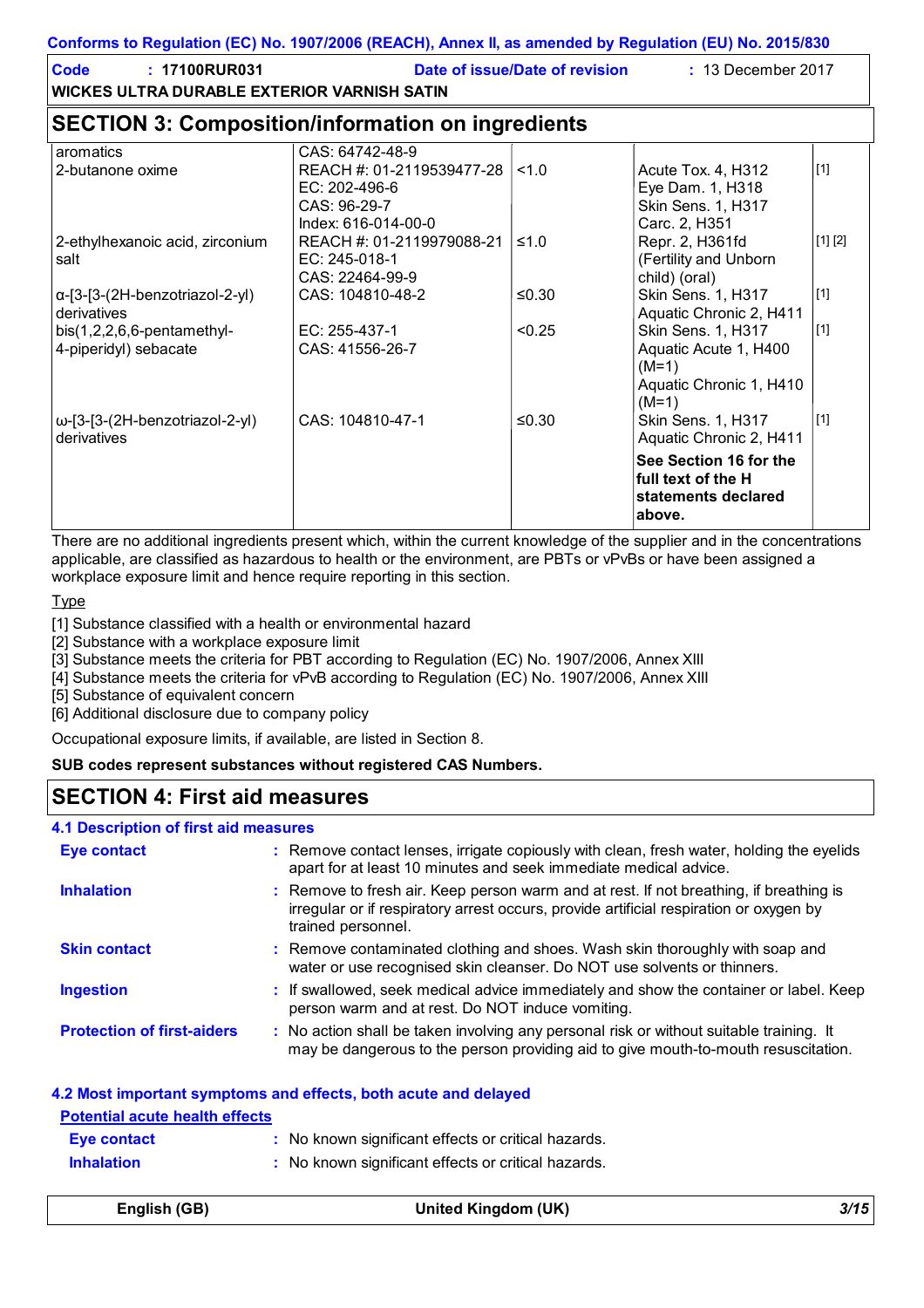## SECTION 3: Composition/information on ingredients

| | | | | |
|---|---|---|---|---|
| aromatics | CAS: 64742-48-9 | | | |
| 2-butanone oxime | REACH #: 01-2119539477-28<br>EC: 202-496-6<br>CAS: 96-29-7<br>Index: 616-014-00-0 | <1.0 | Acute Tox. 4, H312<br>Eye Dam. 1, H318<br>Skin Sens. 1, H317<br>Carc. 2, H351 | [1] |
| 2-ethylhexanoic acid, zirconium salt | REACH #: 01-2119979088-21<br>EC: 245-018-1<br>CAS: 22464-99-9 | ≤1.0 | Repr. 2, H361fd (Fertility and Unborn child) (oral) | [1] [2] |
| α-[3-[3-(2H-benzotriazol-2-yl) derivatives | CAS: 104810-48-2 | ≤0.30 | Skin Sens. 1, H317<br>Aquatic Chronic 2, H411 | [1] |
| bis(1,2,2,6,6-pentamethyl-4-piperidyl) sebacate | EC: 255-437-1<br>CAS: 41556-26-7 | <0.25 | Skin Sens. 1, H317<br>Aquatic Acute 1, H400 (M=1)<br>Aquatic Chronic 1, H410 (M=1) | [1] |
| ω-[3-[3-(2H-benzotriazol-2-yl) derivatives | CAS: 104810-47-1 | ≤0.30 | Skin Sens. 1, H317<br>Aquatic Chronic 2, H411 | [1] |
| | | | **See Section 16 for the full text of the H statements declared above.** | |

There are no additional ingredients present which, within the current knowledge of the supplier and in the concentrations applicable, are classified as hazardous to health or the environment, are PBTs or vPvBs or have been assigned a workplace exposure limit and hence require reporting in this section.

Type

[1] Substance classified with a health or environmental hazard
[2] Substance with a workplace exposure limit
[3] Substance meets the criteria for PBT according to Regulation (EC) No. 1907/2006, Annex XIII
[4] Substance meets the criteria for vPvB according to Regulation (EC) No. 1907/2006, Annex XIII
[5] Substance of equivalent concern
[6] Additional disclosure due to company policy

Occupational exposure limits, if available, are listed in Section 8.

**SUB codes represent substances without registered CAS Numbers.**

## SECTION 4: First aid measures

### 4.1 Description of first aid measures

**Eye contact** : Remove contact lenses, irrigate copiously with clean, fresh water, holding the eyelids apart for at least 10 minutes and seek immediate medical advice.

**Inhalation** : Remove to fresh air. Keep person warm and at rest. If not breathing, if breathing is irregular or if respiratory arrest occurs, provide artificial respiration or oxygen by trained personnel.

**Skin contact** : Remove contaminated clothing and shoes. Wash skin thoroughly with soap and water or use recognised skin cleanser. Do NOT use solvents or thinners.

**Ingestion** : If swallowed, seek medical advice immediately and show the container or label. Keep person warm and at rest. Do NOT induce vomiting.

**Protection of first-aiders** : No action shall be taken involving any personal risk or without suitable training. It may be dangerous to the person providing aid to give mouth-to-mouth resuscitation.

### 4.2 Most important symptoms and effects, both acute and delayed

**Potential acute health effects**

**Eye contact** : No known significant effects or critical hazards.

**Inhalation** : No known significant effects or critical hazards.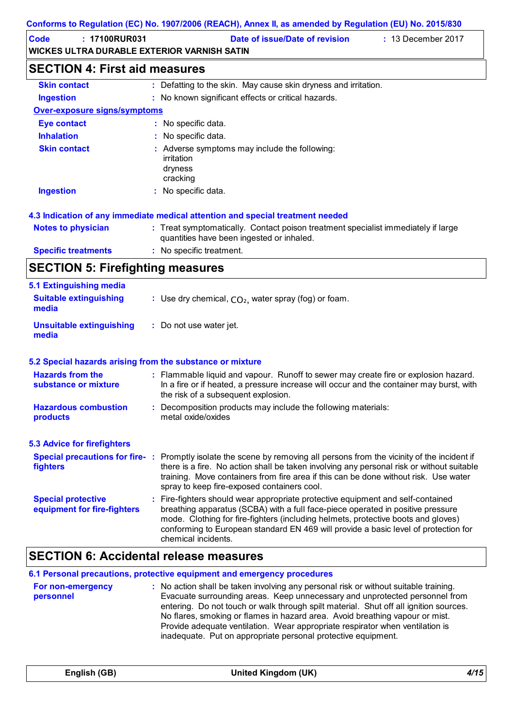## SECTION 4: First aid measures

| | |
|---|---|
| **Skin contact** | : Defatting to the skin. May cause skin dryness and irritation. |
| **Ingestion** | : No known significant effects or critical hazards. |

**Over-exposure signs/symptoms**

| | |
|---|---|
| **Eye contact** | : No specific data. |
| **Inhalation** | : No specific data. |
| **Skin contact** | : Adverse symptoms may include the following: irritation dryness cracking |
| **Ingestion** | : No specific data. |

### 4.3 Indication of any immediate medical attention and special treatment needed

| | |
|---|---|
| **Notes to physician** | : Treat symptomatically. Contact poison treatment specialist immediately if large quantities have been ingested or inhaled. |
| **Specific treatments** | : No specific treatment. |

## SECTION 5: Firefighting measures

### 5.1 Extinguishing media

| | |
|---|---|
| **Suitable extinguishing media** | : Use dry chemical, $CO_2$, water spray (fog) or foam. |
| **Unsuitable extinguishing media** | : Do not use water jet. |

### 5.2 Special hazards arising from the substance or mixture

| | |
|---|---|
| **Hazards from the substance or mixture** | : Flammable liquid and vapour. Runoff to sewer may create fire or explosion hazard. In a fire or if heated, a pressure increase will occur and the container may burst, with the risk of a subsequent explosion. |
| **Hazardous combustion products** | : Decomposition products may include the following materials: metal oxide/oxides |

### 5.3 Advice for firefighters

| | |
|---|---|
| **Special precautions for fire-fighters** | : Promptly isolate the scene by removing all persons from the vicinity of the incident if there is a fire. No action shall be taken involving any personal risk or without suitable training. Move containers from fire area if this can be done without risk. Use water spray to keep fire-exposed containers cool. |
| **Special protective equipment for fire-fighters** | : Fire-fighters should wear appropriate protective equipment and self-contained breathing apparatus (SCBA) with a full face-piece operated in positive pressure mode. Clothing for fire-fighters (including helmets, protective boots and gloves) conforming to European standard EN 469 will provide a basic level of protection for chemical incidents. |

## SECTION 6: Accidental release measures

### 6.1 Personal precautions, protective equipment and emergency procedures

| | |
|---|---|
| **For non-emergency personnel** | : No action shall be taken involving any personal risk or without suitable training. Evacuate surrounding areas. Keep unnecessary and unprotected personnel from entering. Do not touch or walk through spilt material. Shut off all ignition sources. No flares, smoking or flames in hazard area. Avoid breathing vapour or mist. Provide adequate ventilation. Wear appropriate respirator when ventilation is inadequate. Put on appropriate personal protective equipment. |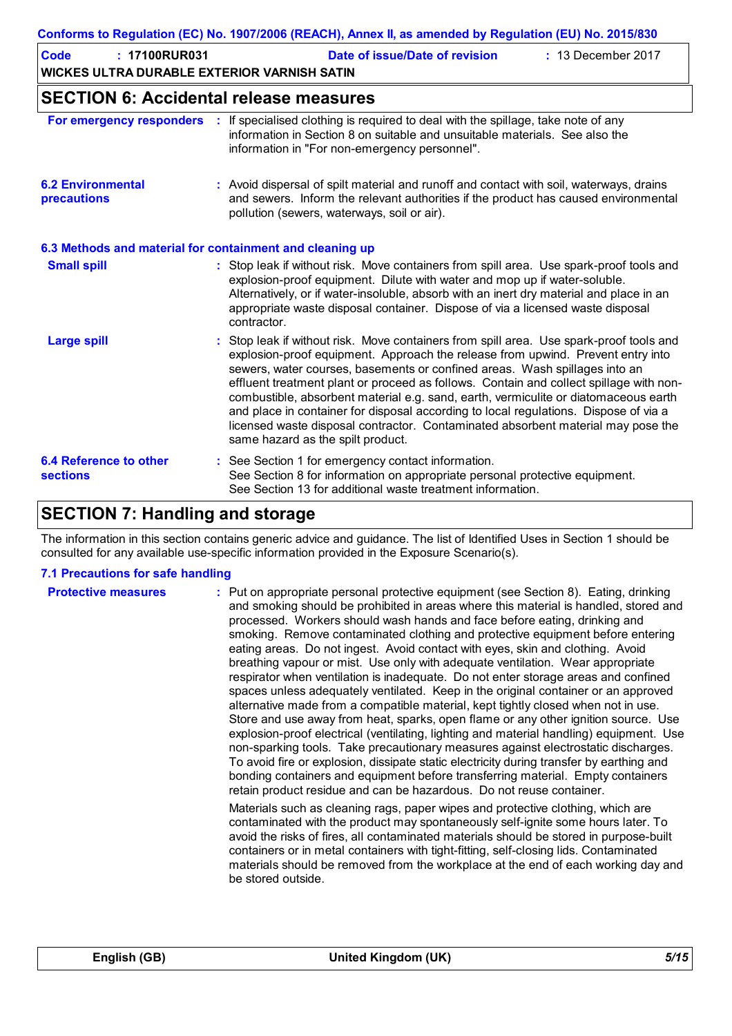## SECTION 6: Accidental release measures

**For emergency responders** : If specialised clothing is required to deal with the spillage, take note of any information in Section 8 on suitable and unsuitable materials. See also the information in "For non-emergency personnel".

**6.2 Environmental precautions** : Avoid dispersal of spilt material and runoff and contact with soil, waterways, drains and sewers. Inform the relevant authorities if the product has caused environmental pollution (sewers, waterways, soil or air).

### 6.3 Methods and material for containment and cleaning up

**Small spill** : Stop leak if without risk. Move containers from spill area. Use spark-proof tools and explosion-proof equipment. Dilute with water and mop up if water-soluble. Alternatively, or if water-insoluble, absorb with an inert dry material and place in an appropriate waste disposal container. Dispose of via a licensed waste disposal contractor.

**Large spill** : Stop leak if without risk. Move containers from spill area. Use spark-proof tools and explosion-proof equipment. Approach the release from upwind. Prevent entry into sewers, water courses, basements or confined areas. Wash spillages into an effluent treatment plant or proceed as follows. Contain and collect spillage with non-combustible, absorbent material e.g. sand, earth, vermiculite or diatomaceous earth and place in container for disposal according to local regulations. Dispose of via a licensed waste disposal contractor. Contaminated absorbent material may pose the same hazard as the spilt product.

**6.4 Reference to other sections** : See Section 1 for emergency contact information.
See Section 8 for information on appropriate personal protective equipment.
See Section 13 for additional waste treatment information.

## SECTION 7: Handling and storage

The information in this section contains generic advice and guidance. The list of Identified Uses in Section 1 should be consulted for any available use-specific information provided in the Exposure Scenario(s).

### 7.1 Precautions for safe handling

**Protective measures** : Put on appropriate personal protective equipment (see Section 8). Eating, drinking and smoking should be prohibited in areas where this material is handled, stored and processed. Workers should wash hands and face before eating, drinking and smoking. Remove contaminated clothing and protective equipment before entering eating areas. Do not ingest. Avoid contact with eyes, skin and clothing. Avoid breathing vapour or mist. Use only with adequate ventilation. Wear appropriate respirator when ventilation is inadequate. Do not enter storage areas and confined spaces unless adequately ventilated. Keep in the original container or an approved alternative made from a compatible material, kept tightly closed when not in use. Store and use away from heat, sparks, open flame or any other ignition source. Use explosion-proof electrical (ventilating, lighting and material handling) equipment. Use non-sparking tools. Take precautionary measures against electrostatic discharges. To avoid fire or explosion, dissipate static electricity during transfer by earthing and bonding containers and equipment before transferring material. Empty containers retain product residue and can be hazardous. Do not reuse container.

Materials such as cleaning rags, paper wipes and protective clothing, which are contaminated with the product may spontaneously self-ignite some hours later. To avoid the risks of fires, all contaminated materials should be stored in purpose-built containers or in metal containers with tight-fitting, self-closing lids. Contaminated materials should be removed from the workplace at the end of each working day and be stored outside.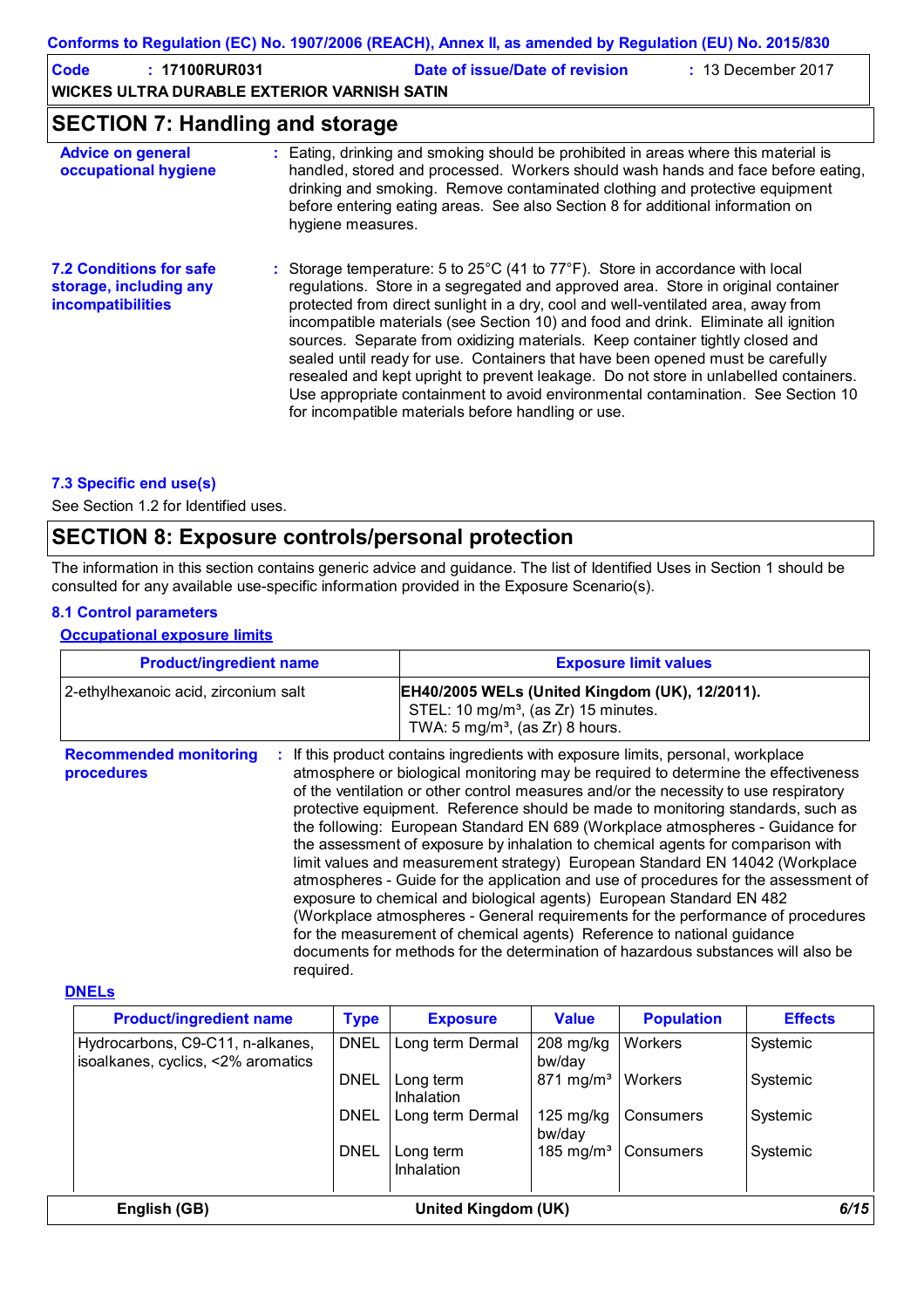Conforms to Regulation (EC) No. 1907/2006 (REACH), Annex II, as amended by Regulation (EU) No. 2015/830

**Code** : **17100RUR031** **Date of issue/Date of revision** : 13 December 2017

**WICKES ULTRA DURABLE EXTERIOR VARNISH SATIN**

## SECTION 7: Handling and storage

**Advice on general occupational hygiene** : Eating, drinking and smoking should be prohibited in areas where this material is handled, stored and processed. Workers should wash hands and face before eating, drinking and smoking. Remove contaminated clothing and protective equipment before entering eating areas. See also Section 8 for additional information on hygiene measures.

**7.2 Conditions for safe storage, including any incompatibilities** : Storage temperature: 5 to 25°C (41 to 77°F). Store in accordance with local regulations. Store in a segregated and approved area. Store in original container protected from direct sunlight in a dry, cool and well-ventilated area, away from incompatible materials (see Section 10) and food and drink. Eliminate all ignition sources. Separate from oxidizing materials. Keep container tightly closed and sealed until ready for use. Containers that have been opened must be carefully resealed and kept upright to prevent leakage. Do not store in unlabelled containers. Use appropriate containment to avoid environmental contamination. See Section 10 for incompatible materials before handling or use.

### 7.3 Specific end use(s)

See Section 1.2 for Identified uses.

## SECTION 8: Exposure controls/personal protection

The information in this section contains generic advice and guidance. The list of Identified Uses in Section 1 should be consulted for any available use-specific information provided in the Exposure Scenario(s).

### 8.1 Control parameters

**Occupational exposure limits**

| Product/ingredient name | Exposure limit values |
|---|---|
| 2-ethylhexanoic acid, zirconium salt | **EH40/2005 WELs (United Kingdom (UK), 12/2011).**<br>STEL: 10 mg/m³, (as Zr) 15 minutes.<br>TWA: 5 mg/m³, (as Zr) 8 hours. |

**Recommended monitoring procedures** : If this product contains ingredients with exposure limits, personal, workplace atmosphere or biological monitoring may be required to determine the effectiveness of the ventilation or other control measures and/or the necessity to use respiratory protective equipment. Reference should be made to monitoring standards, such as the following: European Standard EN 689 (Workplace atmospheres - Guidance for the assessment of exposure by inhalation to chemical agents for comparison with limit values and measurement strategy) European Standard EN 14042 (Workplace atmospheres - Guide for the application and use of procedures for the assessment of exposure to chemical and biological agents) European Standard EN 482 (Workplace atmospheres - General requirements for the performance of procedures for the measurement of chemical agents) Reference to national guidance documents for methods for the determination of hazardous substances will also be required.

**DNELs**

| Product/ingredient name | Type | Exposure | Value | Population | Effects |
|---|---|---|---|---|---|
| Hydrocarbons, C9-C11, n-alkanes, isoalkanes, cyclics, <2% aromatics | DNEL | Long term Dermal | 208 mg/kg bw/day | Workers | Systemic |
| | DNEL | Long term Inhalation | 871 mg/m³ | Workers | Systemic |
| | DNEL | Long term Dermal | 125 mg/kg bw/day | Consumers | Systemic |
| | DNEL | Long term Inhalation | 185 mg/m³ | Consumers | Systemic |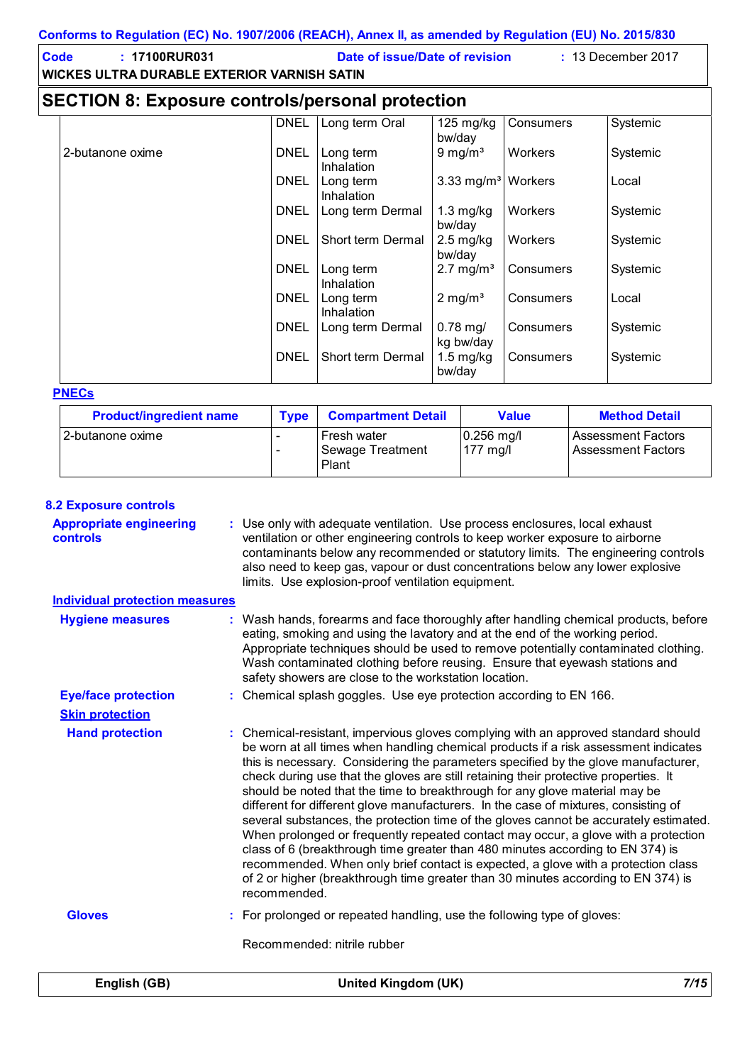## SECTION 8: Exposure controls/personal protection

| | | | | | |
|---|---|---|---|---|---|
| | DNEL | Long term Oral | 125 mg/kg bw/day | Consumers | Systemic |
| 2-butanone oxime | DNEL | Long term Inhalation | 9 mg/m³ | Workers | Systemic |
| | DNEL | Long term Inhalation | 3.33 mg/m³ | Workers | Local |
| | DNEL | Long term Dermal | 1.3 mg/kg bw/day | Workers | Systemic |
| | DNEL | Short term Dermal | 2.5 mg/kg bw/day | Workers | Systemic |
| | DNEL | Long term Inhalation | 2.7 mg/m³ | Consumers | Systemic |
| | DNEL | Long term Inhalation | 2 mg/m³ | Consumers | Local |
| | DNEL | Long term Dermal | 0.78 mg/kg bw/day | Consumers | Systemic |
| | DNEL | Short term Dermal | 1.5 mg/kg bw/day | Consumers | Systemic |

**PNECs**

| Product/ingredient name | Type | Compartment Detail | Value | Method Detail |
|---|---|---|---|---|
| 2-butanone oxime | - | Fresh water | 0.256 mg/l | Assessment Factors |
| | - | Sewage Treatment Plant | 177 mg/l | Assessment Factors |

### 8.2 Exposure controls

**Appropriate engineering controls** : Use only with adequate ventilation. Use process enclosures, local exhaust ventilation or other engineering controls to keep worker exposure to airborne contaminants below any recommended or statutory limits. The engineering controls also need to keep gas, vapour or dust concentrations below any lower explosive limits. Use explosion-proof ventilation equipment.

**Individual protection measures**

**Hygiene measures** : Wash hands, forearms and face thoroughly after handling chemical products, before eating, smoking and using the lavatory and at the end of the working period. Appropriate techniques should be used to remove potentially contaminated clothing. Wash contaminated clothing before reusing. Ensure that eyewash stations and safety showers are close to the workstation location.

**Eye/face protection** : Chemical splash goggles. Use eye protection according to EN 166.

**Skin protection**

**Hand protection** : Chemical-resistant, impervious gloves complying with an approved standard should be worn at all times when handling chemical products if a risk assessment indicates this is necessary. Considering the parameters specified by the glove manufacturer, check during use that the gloves are still retaining their protective properties. It should be noted that the time to breakthrough for any glove material may be different for different glove manufacturers. In the case of mixtures, consisting of several substances, the protection time of the gloves cannot be accurately estimated. When prolonged or frequently repeated contact may occur, a glove with a protection class of 6 (breakthrough time greater than 480 minutes according to EN 374) is recommended. When only brief contact is expected, a glove with a protection class of 2 or higher (breakthrough time greater than 30 minutes according to EN 374) is recommended.

**Gloves** : For prolonged or repeated handling, use the following type of gloves:

Recommended: nitrile rubber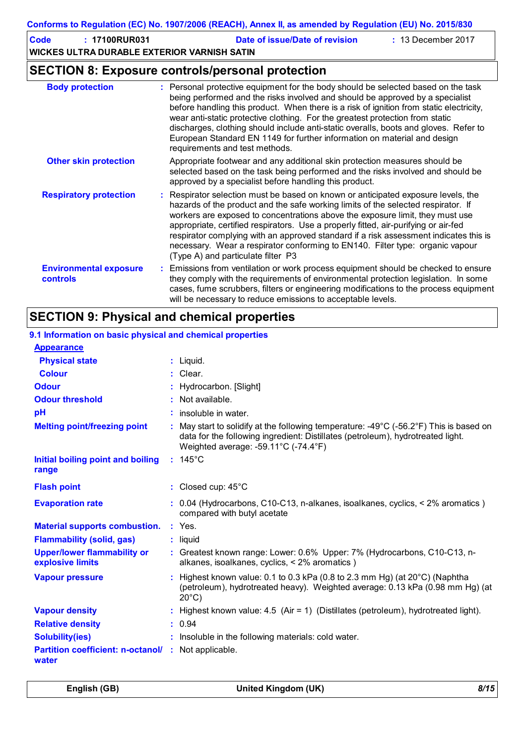## SECTION 8: Exposure controls/personal protection

| | |
|---|---|
| **Body protection** | : Personal protective equipment for the body should be selected based on the task being performed and the risks involved and should be approved by a specialist before handling this product. When there is a risk of ignition from static electricity, wear anti-static protective clothing. For the greatest protection from static discharges, clothing should include anti-static overalls, boots and gloves. Refer to European Standard EN 1149 for further information on material and design requirements and test methods. |
| **Other skin protection** | Appropriate footwear and any additional skin protection measures should be selected based on the task being performed and the risks involved and should be approved by a specialist before handling this product. |
| **Respiratory protection** | : Respirator selection must be based on known or anticipated exposure levels, the hazards of the product and the safe working limits of the selected respirator. If workers are exposed to concentrations above the exposure limit, they must use appropriate, certified respirators. Use a properly fitted, air-purifying or air-fed respirator complying with an approved standard if a risk assessment indicates this is necessary. Wear a respirator conforming to EN140. Filter type: organic vapour (Type A) and particulate filter P3 |
| **Environmental exposure controls** | : Emissions from ventilation or work process equipment should be checked to ensure they comply with the requirements of environmental protection legislation. In some cases, fume scrubbers, filters or engineering modifications to the process equipment will be necessary to reduce emissions to acceptable levels. |

## SECTION 9: Physical and chemical properties

### 9.1 Information on basic physical and chemical properties

**Appearance**

| | |
|---|---|
| **Physical state** | : Liquid. |
| **Colour** | : Clear. |
| **Odour** | : Hydrocarbon. [Slight] |
| **Odour threshold** | : Not available. |
| **pH** | : insoluble in water. |
| **Melting point/freezing point** | : May start to solidify at the following temperature: -49°C (-56.2°F) This is based on data for the following ingredient: Distillates (petroleum), hydrotreated light. Weighted average: -59.11°C (-74.4°F) |
| **Initial boiling point and boiling range** | : 145°C |
| **Flash point** | : Closed cup: 45°C |
| **Evaporation rate** | : 0.04 (Hydrocarbons, C10-C13, n-alkanes, isoalkanes, cyclics, < 2% aromatics ) compared with butyl acetate |
| **Material supports combustion.** | : Yes. |
| **Flammability (solid, gas)** | : liquid |
| **Upper/lower flammability or explosive limits** | : Greatest known range: Lower: 0.6% Upper: 7% (Hydrocarbons, C10-C13, n-alkanes, isoalkanes, cyclics, < 2% aromatics ) |
| **Vapour pressure** | : Highest known value: 0.1 to 0.3 kPa (0.8 to 2.3 mm Hg) (at 20°C) (Naphtha (petroleum), hydrotreated heavy). Weighted average: 0.13 kPa (0.98 mm Hg) (at 20°C) |
| **Vapour density** | : Highest known value: 4.5 (Air = 1) (Distillates (petroleum), hydrotreated light). |
| **Relative density** | : 0.94 |
| **Solubility(ies)** | : Insoluble in the following materials: cold water. |
| **Partition coefficient: n-octanol/ water** | : Not applicable. |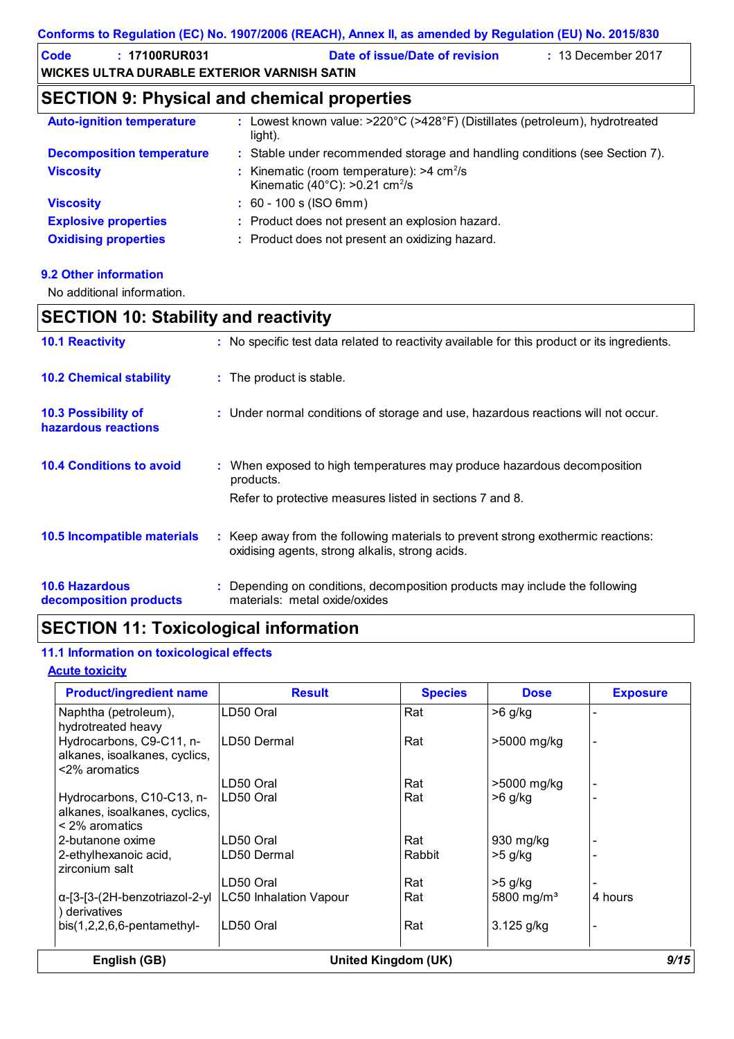## SECTION 9: Physical and chemical properties

| | |
|---|---|
| **Auto-ignition temperature** | : Lowest known value: >220°C (>428°F) (Distillates (petroleum), hydrotreated light). |
| **Decomposition temperature** | : Stable under recommended storage and handling conditions (see Section 7). |
| **Viscosity** | : Kinematic (room temperature): >4 $cm^2/s$<br>Kinematic (40°C): >0.21 $cm^2/s$ |
| **Viscosity** | : 60 - 100 s (ISO 6mm) |
| **Explosive properties** | : Product does not present an explosion hazard. |
| **Oxidising properties** | : Product does not present an oxidizing hazard. |

### 9.2 Other information

No additional information.

## SECTION 10: Stability and reactivity

**10.1 Reactivity** : No specific test data related to reactivity available for this product or its ingredients.

**10.2 Chemical stability** : The product is stable.

**10.3 Possibility of hazardous reactions** : Under normal conditions of storage and use, hazardous reactions will not occur.

**10.4 Conditions to avoid** : When exposed to high temperatures may produce hazardous decomposition products.

Refer to protective measures listed in sections 7 and 8.

**10.5 Incompatible materials** : Keep away from the following materials to prevent strong exothermic reactions: oxidising agents, strong alkalis, strong acids.

**10.6 Hazardous decomposition products** : Depending on conditions, decomposition products may include the following materials: metal oxide/oxides

## SECTION 11: Toxicological information

### 11.1 Information on toxicological effects

**Acute toxicity**

| Product/ingredient name | Result | Species | Dose | Exposure |
|---|---|---|---|---|
| Naphtha (petroleum), hydrotreated heavy | LD50 Oral | Rat | >6 g/kg | - |
| Hydrocarbons, C9-C11, n-alkanes, isoalkanes, cyclics, <2% aromatics | LD50 Dermal | Rat | >5000 mg/kg | - |
| | LD50 Oral | Rat | >5000 mg/kg | - |
| Hydrocarbons, C10-C13, n-alkanes, isoalkanes, cyclics, < 2% aromatics | LD50 Oral | Rat | >6 g/kg | - |
| 2-butanone oxime | LD50 Oral | Rat | 930 mg/kg | - |
| 2-ethylhexanoic acid, zirconium salt | LD50 Dermal | Rabbit | >5 g/kg | - |
| | LD50 Oral | Rat | >5 g/kg | - |
| α-[3-[3-(2H-benzotriazol-2-yl) derivatives | LC50 Inhalation Vapour | Rat | 5800 mg/m³ | 4 hours |
| bis(1,2,2,6,6-pentamethyl- | LD50 Oral | Rat | 3.125 g/kg | - |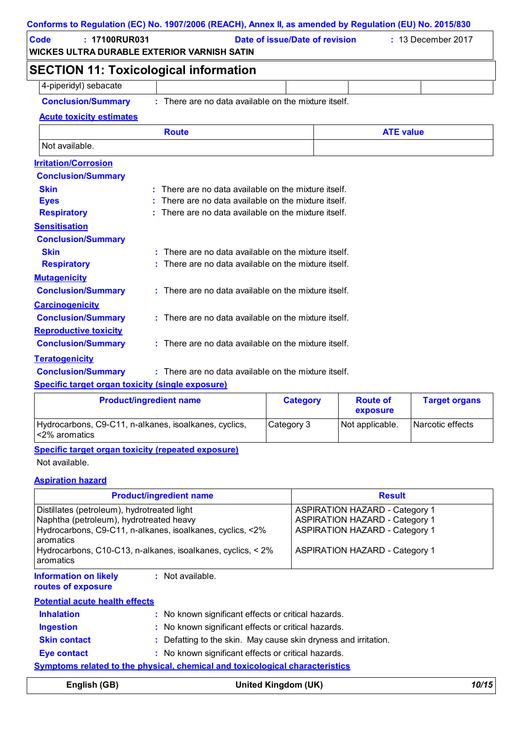## SECTION 11: Toxicological information

| 4-piperidyl) sebacate | | | | |
|---|---|---|---|---|

**Conclusion/Summary** : There are no data available on the mixture itself.

**Acute toxicity estimates**

| Route | ATE value |
|---|---|
| Not available. | |

**Irritation/Corrosion**

**Conclusion/Summary**

**Skin** : There are no data available on the mixture itself.

**Eyes** : There are no data available on the mixture itself.

**Respiratory** : There are no data available on the mixture itself.

**Sensitisation**

**Conclusion/Summary**

**Skin** : There are no data available on the mixture itself.

**Respiratory** : There are no data available on the mixture itself.

**Mutagenicity**

**Conclusion/Summary** : There are no data available on the mixture itself.

**Carcinogenicity**

**Conclusion/Summary** : There are no data available on the mixture itself.

**Reproductive toxicity**

**Conclusion/Summary** : There are no data available on the mixture itself.

**Teratogenicity**

**Conclusion/Summary** : There are no data available on the mixture itself.

**Specific target organ toxicity (single exposure)**

| Product/ingredient name | Category | Route of exposure | Target organs |
|---|---|---|---|
| Hydrocarbons, C9-C11, n-alkanes, isoalkanes, cyclics, <2% aromatics | Category 3 | Not applicable. | Narcotic effects |

**Specific target organ toxicity (repeated exposure)**

Not available.

**Aspiration hazard**

| Product/ingredient name | Result |
|---|---|
| Distillates (petroleum), hydrotreated light | ASPIRATION HAZARD - Category 1 |
| Naphtha (petroleum), hydrotreated heavy | ASPIRATION HAZARD - Category 1 |
| Hydrocarbons, C9-C11, n-alkanes, isoalkanes, cyclics, <2% aromatics | ASPIRATION HAZARD - Category 1 |
| Hydrocarbons, C10-C13, n-alkanes, isoalkanes, cyclics, < 2% aromatics | ASPIRATION HAZARD - Category 1 |

**Information on likely routes of exposure** : Not available.

**Potential acute health effects**

**Inhalation** : No known significant effects or critical hazards.

**Ingestion** : No known significant effects or critical hazards.

**Skin contact** : Defatting to the skin. May cause skin dryness and irritation.

**Eye contact** : No known significant effects or critical hazards.

**Symptoms related to the physical, chemical and toxicological characteristics**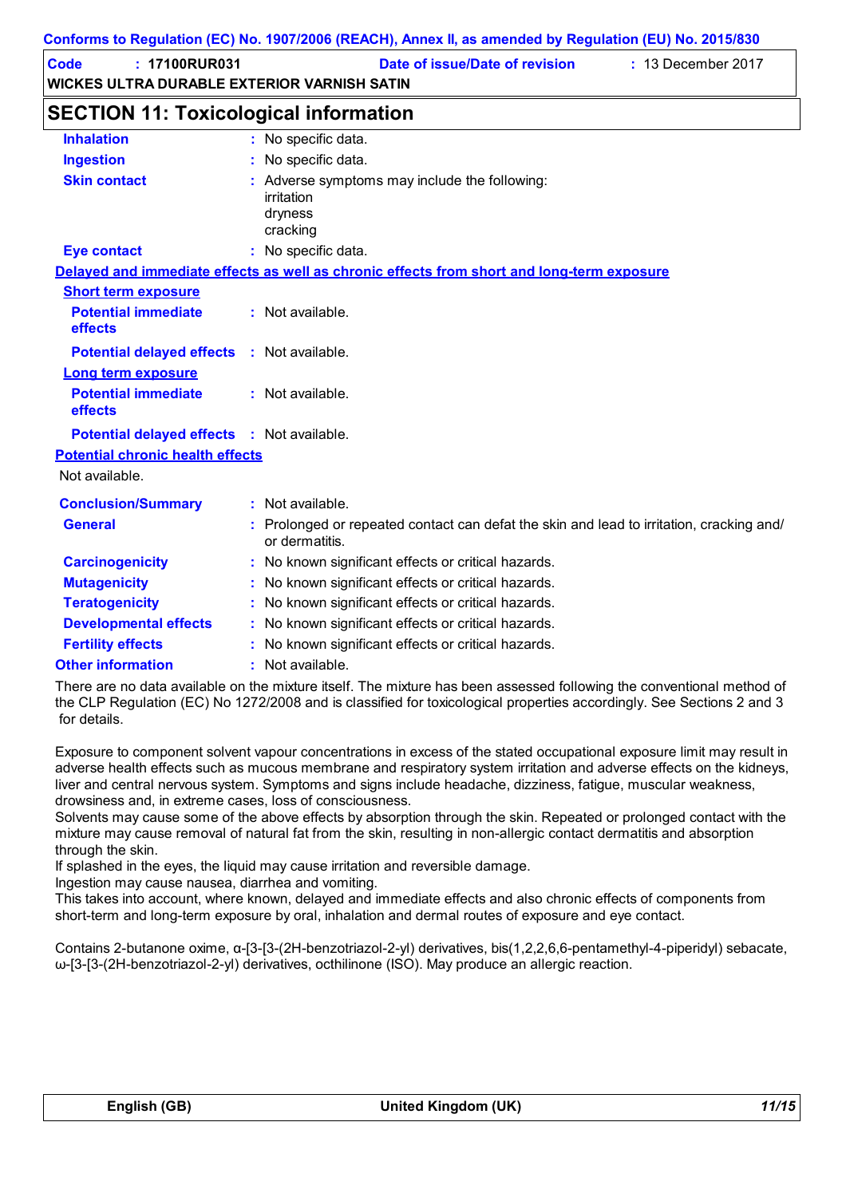## SECTION 11: Toxicological information

| | | |
|---|---|---|
| **Inhalation** | : | No specific data. |
| **Ingestion** | : | No specific data. |
| **Skin contact** | : | Adverse symptoms may include the following:<br>irritation<br>dryness<br>cracking |
| **Eye contact** | : | No specific data. |

**Delayed and immediate effects as well as chronic effects from short and long-term exposure**

**Short term exposure**

| | | |
|---|---|---|
| **Potential immediate effects** | : | Not available. |
| **Potential delayed effects** | : | Not available. |

**Long term exposure**

| | | |
|---|---|---|
| **Potential immediate effects** | : | Not available. |
| **Potential delayed effects** | : | Not available. |

**Potential chronic health effects**

Not available.

| | | |
|---|---|---|
| **Conclusion/Summary** | : | Not available. |
| **General** | : | Prolonged or repeated contact can defat the skin and lead to irritation, cracking and/or dermatitis. |
| **Carcinogenicity** | : | No known significant effects or critical hazards. |
| **Mutagenicity** | : | No known significant effects or critical hazards. |
| **Teratogenicity** | : | No known significant effects or critical hazards. |
| **Developmental effects** | : | No known significant effects or critical hazards. |
| **Fertility effects** | : | No known significant effects or critical hazards. |
| **Other information** | : | Not available. |

There are no data available on the mixture itself. The mixture has been assessed following the conventional method of the CLP Regulation (EC) No 1272/2008 and is classified for toxicological properties accordingly. See Sections 2 and 3 for details.

Exposure to component solvent vapour concentrations in excess of the stated occupational exposure limit may result in adverse health effects such as mucous membrane and respiratory system irritation and adverse effects on the kidneys, liver and central nervous system. Symptoms and signs include headache, dizziness, fatigue, muscular weakness, drowsiness and, in extreme cases, loss of consciousness.
Solvents may cause some of the above effects by absorption through the skin. Repeated or prolonged contact with the mixture may cause removal of natural fat from the skin, resulting in non-allergic contact dermatitis and absorption through the skin.
If splashed in the eyes, the liquid may cause irritation and reversible damage.
Ingestion may cause nausea, diarrhea and vomiting.
This takes into account, where known, delayed and immediate effects and also chronic effects of components from short-term and long-term exposure by oral, inhalation and dermal routes of exposure and eye contact.

Contains 2-butanone oxime, α-[3-[3-(2H-benzotriazol-2-yl) derivatives, bis(1,2,2,6,6-pentamethyl-4-piperidyl) sebacate, ω-[3-[3-(2H-benzotriazol-2-yl) derivatives, octhilinone (ISO). May produce an allergic reaction.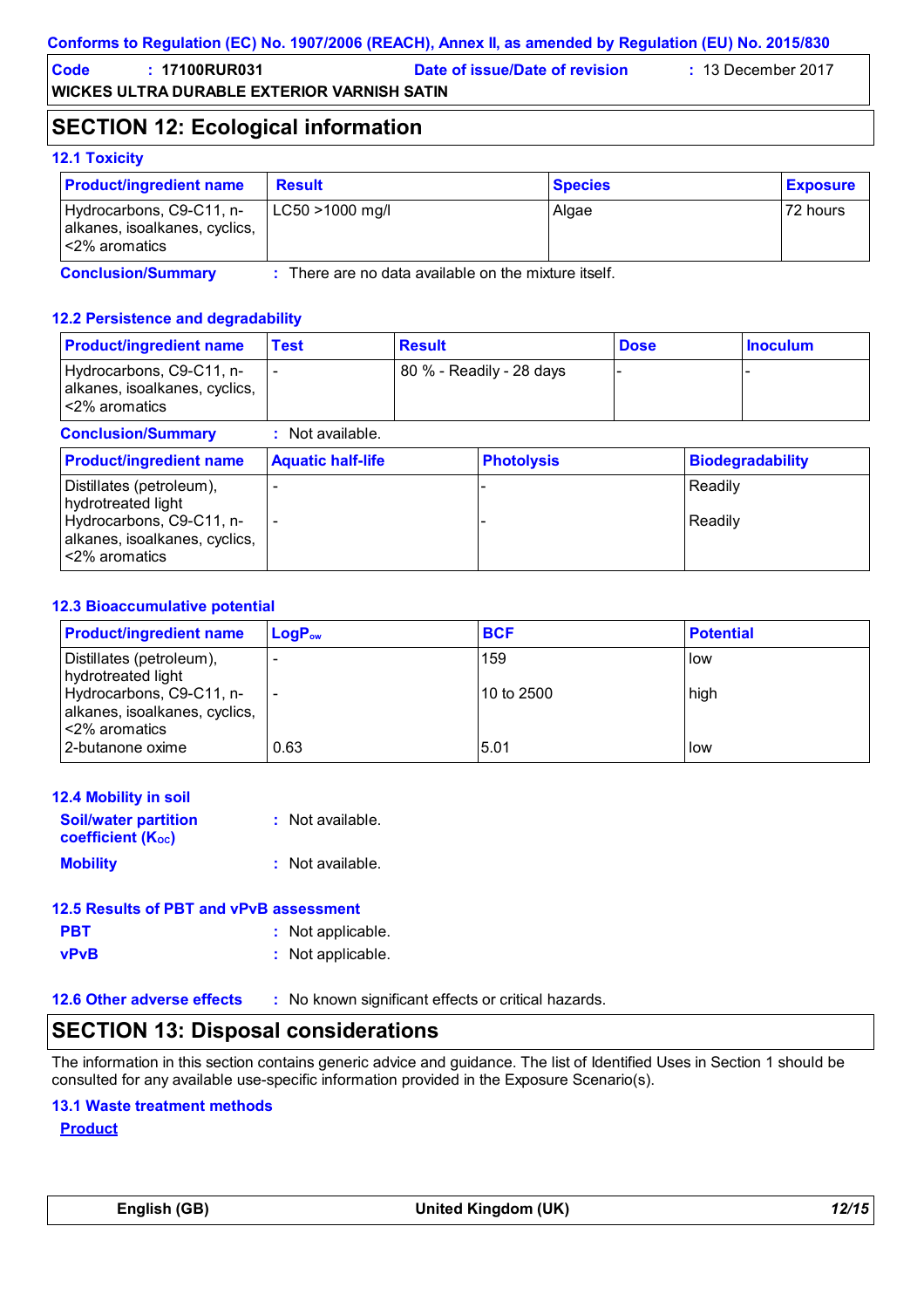## SECTION 12: Ecological information

### 12.1 Toxicity

| Product/ingredient name | Result | Species | Exposure |
|---|---|---|---|
| Hydrocarbons, C9-C11, n-alkanes, isoalkanes, cyclics, <2% aromatics | LC50 >1000 mg/l | Algae | 72 hours |

**Conclusion/Summary** : There are no data available on the mixture itself.

### 12.2 Persistence and degradability

| Product/ingredient name | Test | Result | Dose | Inoculum |
|---|---|---|---|---|
| Hydrocarbons, C9-C11, n-alkanes, isoalkanes, cyclics, <2% aromatics | - | 80 % - Readily - 28 days | - | - |

**Conclusion/Summary** : Not available.

| Product/ingredient name | Aquatic half-life | Photolysis | Biodegradability |
|---|---|---|---|
| Distillates (petroleum), hydrotreated light | - | - | Readily |
| Hydrocarbons, C9-C11, n-alkanes, isoalkanes, cyclics, <2% aromatics | - | - | Readily |

### 12.3 Bioaccumulative potential

| Product/ingredient name | $LogP_{ow}$ | BCF | Potential |
|---|---|---|---|
| Distillates (petroleum), hydrotreated light | - | 159 | low |
| Hydrocarbons, C9-C11, n-alkanes, isoalkanes, cyclics, <2% aromatics | - | 10 to 2500 | high |
| 2-butanone oxime | 0.63 | 5.01 | low |

### 12.4 Mobility in soil

**Soil/water partition coefficient ($K_{OC}$)** : Not available.

**Mobility** : Not available.

### 12.5 Results of PBT and vPvB assessment

**PBT** : Not applicable.

**vPvB** : Not applicable.

### 12.6 Other adverse effects

: No known significant effects or critical hazards.

## SECTION 13: Disposal considerations

The information in this section contains generic advice and guidance. The list of Identified Uses in Section 1 should be consulted for any available use-specific information provided in the Exposure Scenario(s).

### 13.1 Waste treatment methods

**Product**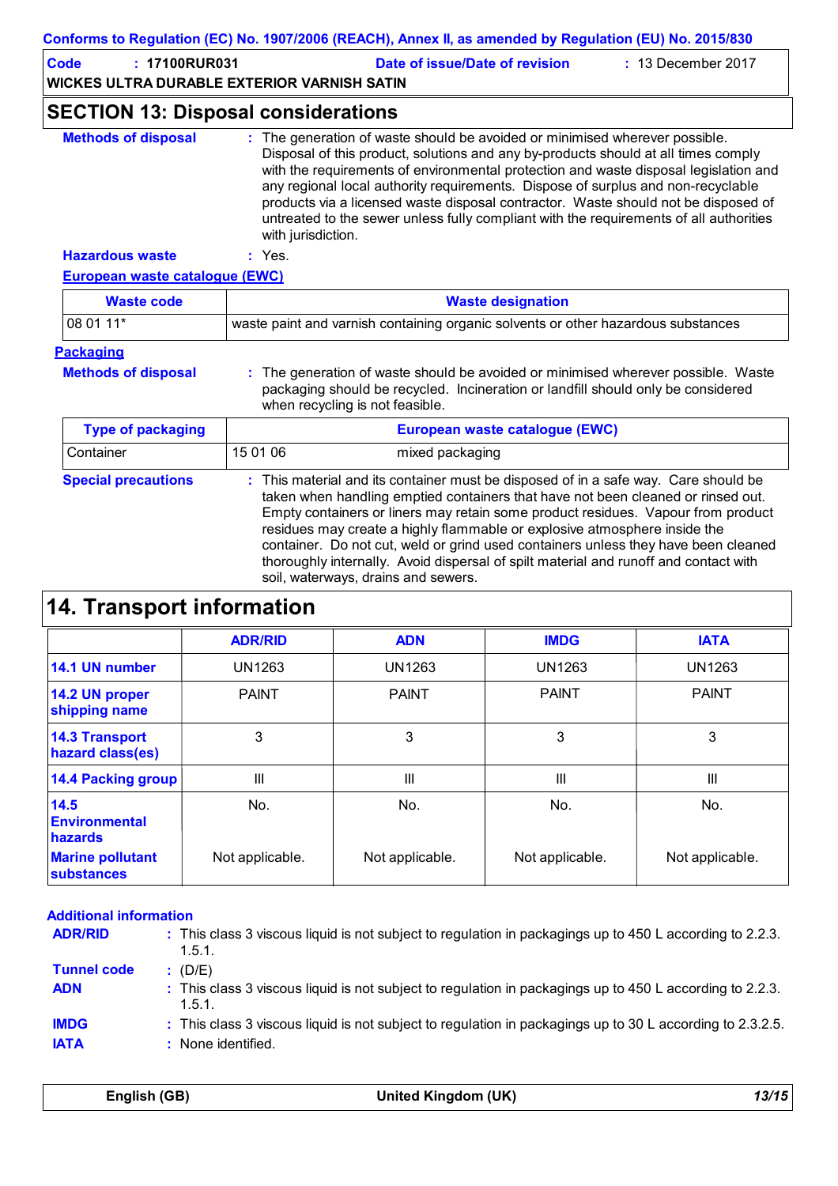## SECTION 13: Disposal considerations

**Methods of disposal** : The generation of waste should be avoided or minimised wherever possible. Disposal of this product, solutions and any by-products should at all times comply with the requirements of environmental protection and waste disposal legislation and any regional local authority requirements. Dispose of surplus and non-recyclable products via a licensed waste disposal contractor. Waste should not be disposed of untreated to the sewer unless fully compliant with the requirements of all authorities with jurisdiction.

**Hazardous waste** : Yes.

**European waste catalogue (EWC)**

| Waste code | Waste designation |
|---|---|
| 08 01 11* | waste paint and varnish containing organic solvents or other hazardous substances |

**Packaging**

**Methods of disposal** : The generation of waste should be avoided or minimised wherever possible. Waste packaging should be recycled. Incineration or landfill should only be considered when recycling is not feasible.

| Type of packaging | European waste catalogue (EWC) | |
|---|---|---|
| Container | 15 01 06 | mixed packaging |

**Special precautions** : This material and its container must be disposed of in a safe way. Care should be taken when handling emptied containers that have not been cleaned or rinsed out. Empty containers or liners may retain some product residues. Vapour from product residues may create a highly flammable or explosive atmosphere inside the container. Do not cut, weld or grind used containers unless they have been cleaned thoroughly internally. Avoid dispersal of spilt material and runoff and contact with soil, waterways, drains and sewers.

## 14. Transport information

| | ADR/RID | ADN | IMDG | IATA |
|---|---|---|---|---|
| 14.1 UN number | UN1263 | UN1263 | UN1263 | UN1263 |
| 14.2 UN proper shipping name | PAINT | PAINT | PAINT | PAINT |
| 14.3 Transport hazard class(es) | 3 | 3 | 3 | 3 |
| 14.4 Packing group | III | III | III | III |
| 14.5 Environmental hazards | No. | No. | No. | No. |
| Marine pollutant substances | Not applicable. | Not applicable. | Not applicable. | Not applicable. |

**Additional information**

**ADR/RID** : This class 3 viscous liquid is not subject to regulation in packagings up to 450 L according to 2.2.3.1.5.1.

**Tunnel code** : (D/E)

**ADN** : This class 3 viscous liquid is not subject to regulation in packagings up to 450 L according to 2.2.3.1.5.1.

**IMDG** : This class 3 viscous liquid is not subject to regulation in packagings up to 30 L according to 2.3.2.5.

**IATA** : None identified.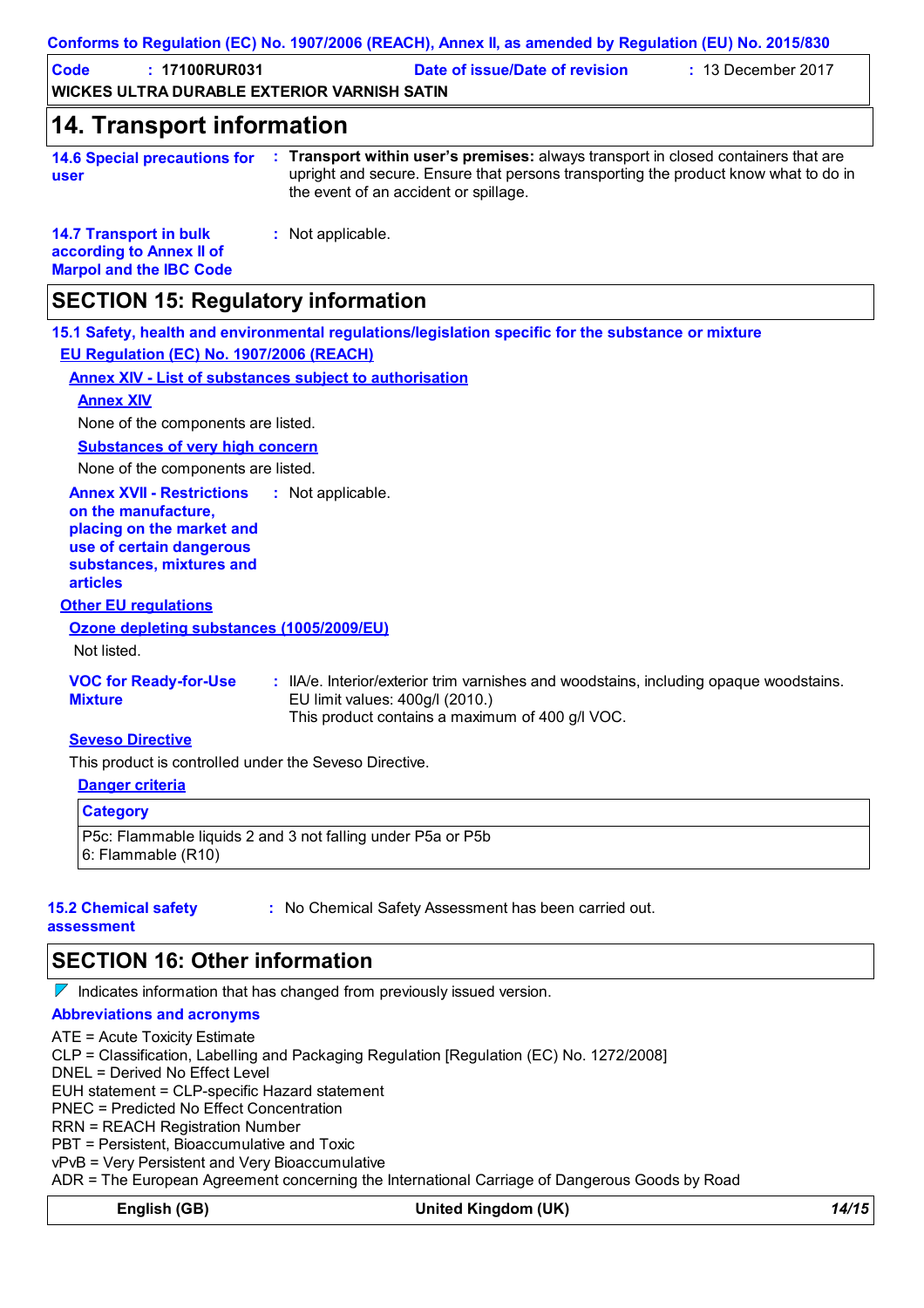## 14. Transport information

**14.6 Special precautions for user** : **Transport within user's premises:** always transport in closed containers that are upright and secure. Ensure that persons transporting the product know what to do in the event of an accident or spillage.

**14.7 Transport in bulk according to Annex II of Marpol and the IBC Code** : Not applicable.

## SECTION 15: Regulatory information

### 15.1 Safety, health and environmental regulations/legislation specific for the substance or mixture

**EU Regulation (EC) No. 1907/2006 (REACH)**

**Annex XIV - List of substances subject to authorisation**

**Annex XIV**

None of the components are listed.

**Substances of very high concern**

None of the components are listed.

**Annex XVII - Restrictions on the manufacture, placing on the market and use of certain dangerous substances, mixtures and articles** : Not applicable.

**Other EU regulations**

**Ozone depleting substances (1005/2009/EU)**

Not listed.

**VOC for Ready-for-Use Mixture** : IIA/e. Interior/exterior trim varnishes and woodstains, including opaque woodstains. EU limit values: 400g/l (2010.)
This product contains a maximum of 400 g/l VOC.

**Seveso Directive**

This product is controlled under the Seveso Directive.

**Danger criteria**

| Category |
|---|
| P5c: Flammable liquids 2 and 3 not falling under P5a or P5b<br>6: Flammable (R10) |

**15.2 Chemical safety assessment** : No Chemical Safety Assessment has been carried out.

## SECTION 16: Other information

Indicates information that has changed from previously issued version.

**Abbreviations and acronyms**

ATE = Acute Toxicity Estimate
CLP = Classification, Labelling and Packaging Regulation [Regulation (EC) No. 1272/2008]
DNEL = Derived No Effect Level
EUH statement = CLP-specific Hazard statement
PNEC = Predicted No Effect Concentration
RRN = REACH Registration Number
PBT = Persistent, Bioaccumulative and Toxic
vPvB = Very Persistent and Very Bioaccumulative
ADR = The European Agreement concerning the International Carriage of Dangerous Goods by Road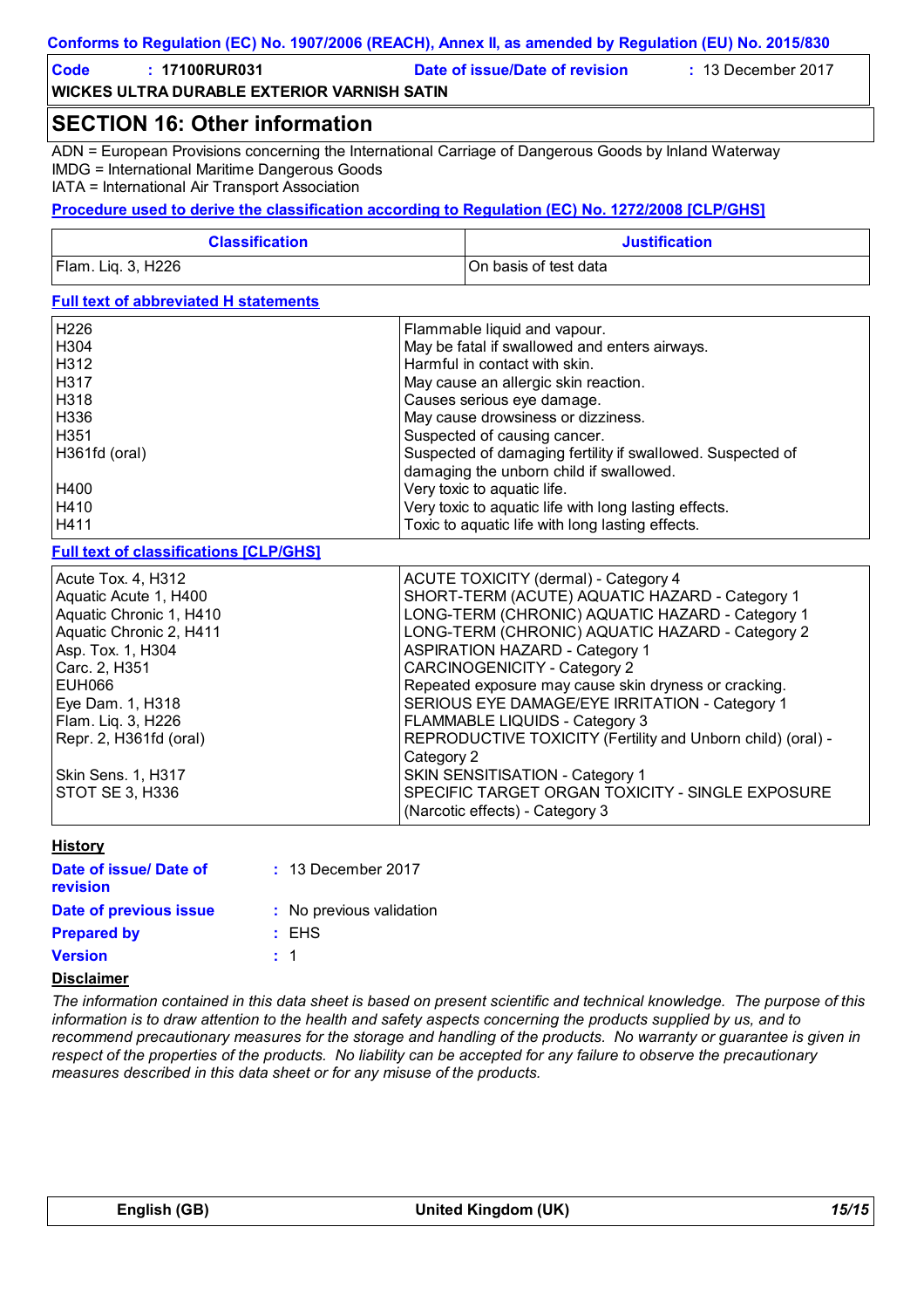## SECTION 16: Other information

ADN = European Provisions concerning the International Carriage of Dangerous Goods by Inland Waterway
IMDG = International Maritime Dangerous Goods
IATA = International Air Transport Association

**Procedure used to derive the classification according to Regulation (EC) No. 1272/2008 [CLP/GHS]**

| Classification | Justification |
| --- | --- |
| Flam. Liq. 3, H226 | On basis of test data |

**Full text of abbreviated H statements**

| | |
| --- | --- |
| H226 | Flammable liquid and vapour. |
| H304 | May be fatal if swallowed and enters airways. |
| H312 | Harmful in contact with skin. |
| H317 | May cause an allergic skin reaction. |
| H318 | Causes serious eye damage. |
| H336 | May cause drowsiness or dizziness. |
| H351 | Suspected of causing cancer. |
| H361fd (oral) | Suspected of damaging fertility if swallowed. Suspected of damaging the unborn child if swallowed. |
| H400 | Very toxic to aquatic life. |
| H410 | Very toxic to aquatic life with long lasting effects. |
| H411 | Toxic to aquatic life with long lasting effects. |

**Full text of classifications [CLP/GHS]**

| | |
| --- | --- |
| Acute Tox. 4, H312 | ACUTE TOXICITY (dermal) - Category 4 |
| Aquatic Acute 1, H400 | SHORT-TERM (ACUTE) AQUATIC HAZARD - Category 1 |
| Aquatic Chronic 1, H410 | LONG-TERM (CHRONIC) AQUATIC HAZARD - Category 1 |
| Aquatic Chronic 2, H411 | LONG-TERM (CHRONIC) AQUATIC HAZARD - Category 2 |
| Asp. Tox. 1, H304 | ASPIRATION HAZARD - Category 1 |
| Carc. 2, H351 | CARCINOGENICITY - Category 2 |
| EUH066 | Repeated exposure may cause skin dryness or cracking. |
| Eye Dam. 1, H318 | SERIOUS EYE DAMAGE/EYE IRRITATION - Category 1 |
| Flam. Liq. 3, H226 | FLAMMABLE LIQUIDS - Category 3 |
| Repr. 2, H361fd (oral) | REPRODUCTIVE TOXICITY (Fertility and Unborn child) (oral) - Category 2 |
| Skin Sens. 1, H317 | SKIN SENSITISATION - Category 1 |
| STOT SE 3, H336 | SPECIFIC TARGET ORGAN TOXICITY - SINGLE EXPOSURE (Narcotic effects) - Category 3 |

**History**

**Date of issue/ Date of revision** : 13 December 2017

**Date of previous issue** : No previous validation

**Prepared by** : EHS

**Version** : 1

**Disclaimer**

*The information contained in this data sheet is based on present scientific and technical knowledge. The purpose of this information is to draw attention to the health and safety aspects concerning the products supplied by us, and to recommend precautionary measures for the storage and handling of the products. No warranty or guarantee is given in respect of the properties of the products. No liability can be accepted for any failure to observe the precautionary measures described in this data sheet or for any misuse of the products.*